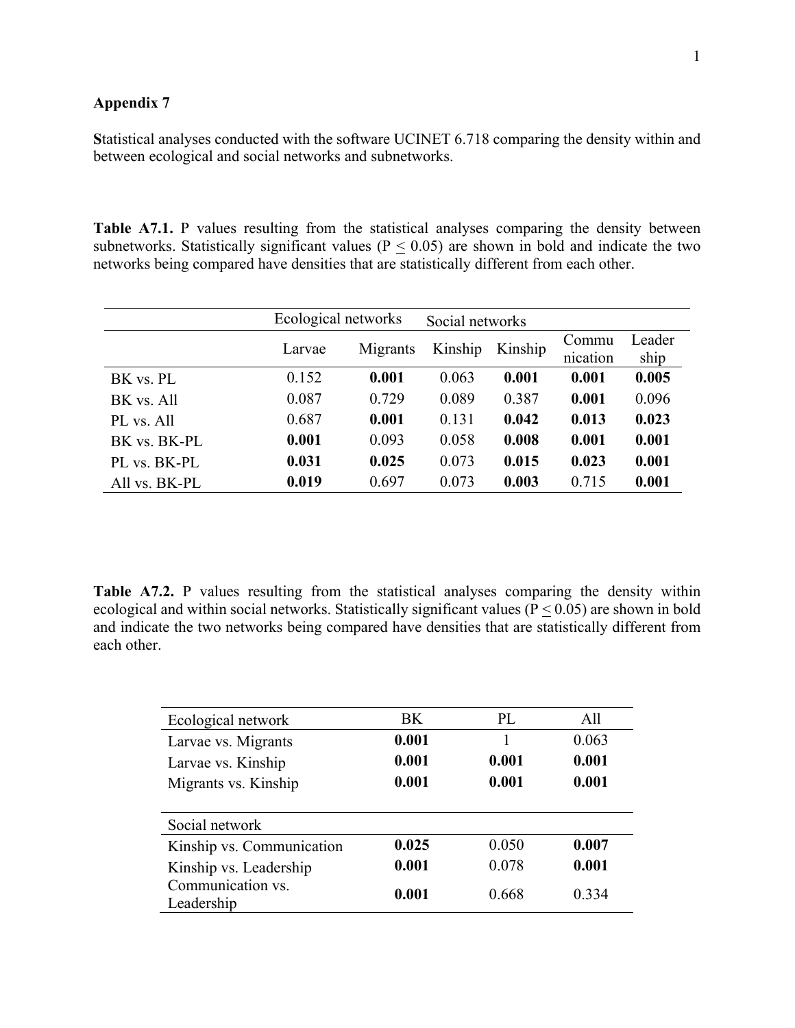**Appendix 7**

**S**tatistical analyses conducted with the software UCINET 6.718 comparing the density within and between ecological and social networks and subnetworks.

**Table A7.1.** P values resulting from the statistical analyses comparing the density between subnetworks. Statistically significant values (P $\leq$ 0.05) are shown in bold and indicate the two networks being compared have densities that are statistically different from each other.

| | Ecological networks | | Social networks | | | |
|---|---|---|---|---|---|---|
| | Larvae | Migrants | Kinship | Kinship | Communication | Leadership |
| BK vs. PL | 0.152 | **0.001** | 0.063 | **0.001** | **0.001** | **0.005** |
| BK vs. All | 0.087 | 0.729 | 0.089 | 0.387 | **0.001** | 0.096 |
| PL vs. All | 0.687 | **0.001** | 0.131 | **0.042** | **0.013** | **0.023** |
| BK vs. BK-PL | **0.001** | 0.093 | 0.058 | **0.008** | **0.001** | **0.001** |
| PL vs. BK-PL | **0.031** | **0.025** | 0.073 | **0.015** | **0.023** | **0.001** |
| All vs. BK-PL | **0.019** | 0.697 | 0.073 | **0.003** | 0.715 | **0.001** |

**Table A7.2.** P values resulting from the statistical analyses comparing the density within ecological and within social networks. Statistically significant values (P $\leq$ 0.05) are shown in bold and indicate the two networks being compared have densities that are statistically different from each other.

| Ecological network | BK | PL | All |
|---|---|---|---|
| Larvae vs. Migrants | **0.001** | 1 | 0.063 |
| Larvae vs. Kinship | **0.001** | **0.001** | **0.001** |
| Migrants vs. Kinship | **0.001** | **0.001** | **0.001** |
| **Social network** | | | |
| Kinship vs. Communication | **0.025** | 0.050 | **0.007** |
| Kinship vs. Leadership | **0.001** | 0.078 | **0.001** |
| Communication vs. Leadership | **0.001** | 0.668 | 0.334 |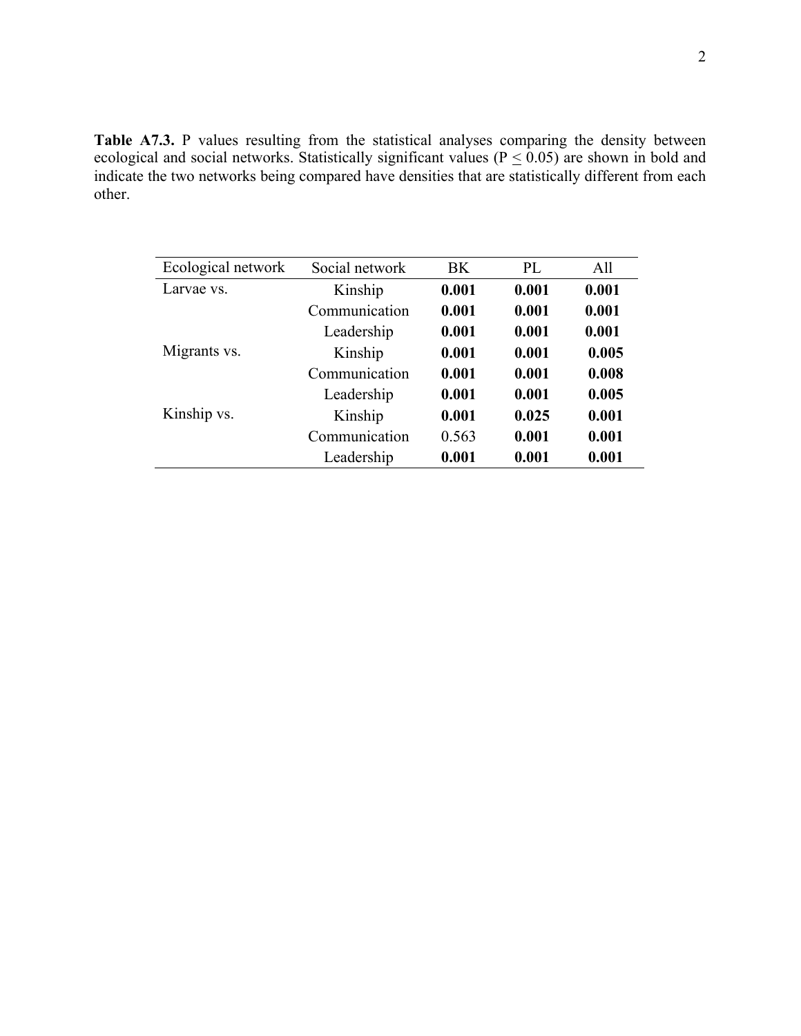**Table A7.3.** P values resulting from the statistical analyses comparing the density between ecological and social networks. Statistically significant values ($P \leq 0.05$) are shown in bold and indicate the two networks being compared have densities that are statistically different from each other.

| Ecological network | Social network | BK | PL | All |
|---|---|---|---|---|
| Larvae vs. | Kinship | **0.001** | **0.001** | **0.001** |
| | Communication | **0.001** | **0.001** | **0.001** |
| | Leadership | **0.001** | **0.001** | **0.001** |
| Migrants vs. | Kinship | **0.001** | **0.001** | **0.005** |
| | Communication | **0.001** | **0.001** | **0.008** |
| | Leadership | **0.001** | **0.001** | **0.005** |
| Kinship vs. | Kinship | **0.001** | **0.025** | **0.001** |
| | Communication | 0.563 | **0.001** | **0.001** |
| | Leadership | **0.001** | **0.001** | **0.001** |